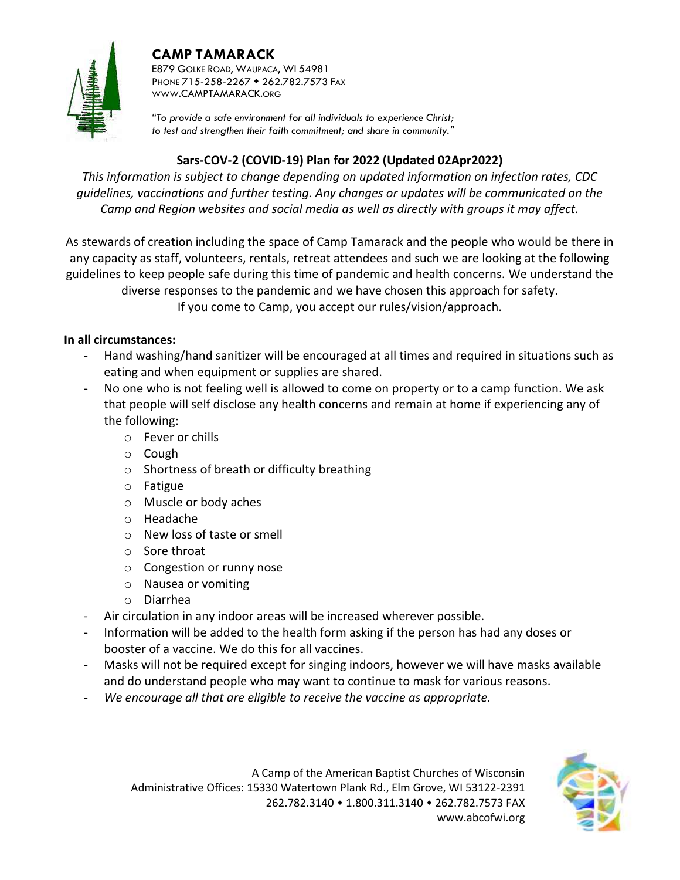# CAMP TAMARACK

E879 GOLKE ROAD, WAUPACA, WI 54981
PHONE 715-258-2267 ◆ 262.782.7573 FAX
WWW.CAMPTAMARACK.ORG

*"To provide a safe environment for all individuals to experience Christ; to test and strengthen their faith commitment; and share in community."*

## Sars-COV-2 (COVID-19) Plan for 2022 (Updated 02Apr2022)

*This information is subject to change depending on updated information on infection rates, CDC guidelines, vaccinations and further testing. Any changes or updates will be communicated on the Camp and Region websites and social media as well as directly with groups it may affect.*

As stewards of creation including the space of Camp Tamarack and the people who would be there in any capacity as staff, volunteers, rentals, retreat attendees and such we are looking at the following guidelines to keep people safe during this time of pandemic and health concerns. We understand the diverse responses to the pandemic and we have chosen this approach for safety.
If you come to Camp, you accept our rules/vision/approach.

**In all circumstances:**

- Hand washing/hand sanitizer will be encouraged at all times and required in situations such as eating and when equipment or supplies are shared.
- No one who is not feeling well is allowed to come on property or to a camp function. We ask that people will self disclose any health concerns and remain at home if experiencing any of the following:
  - Fever or chills
  - Cough
  - Shortness of breath or difficulty breathing
  - Fatigue
  - Muscle or body aches
  - Headache
  - New loss of taste or smell
  - Sore throat
  - Congestion or runny nose
  - Nausea or vomiting
  - Diarrhea
- Air circulation in any indoor areas will be increased wherever possible.
- Information will be added to the health form asking if the person has had any doses or booster of a vaccine. We do this for all vaccines.
- Masks will not be required except for singing indoors, however we will have masks available and do understand people who may want to continue to mask for various reasons.
- *We encourage all that are eligible to receive the vaccine as appropriate.*

A Camp of the American Baptist Churches of Wisconsin
Administrative Offices: 15330 Watertown Plank Rd., Elm Grove, WI 53122-2391
262.782.3140 ◆ 1.800.311.3140 ◆ 262.782.7573 FAX
www.abcofwi.org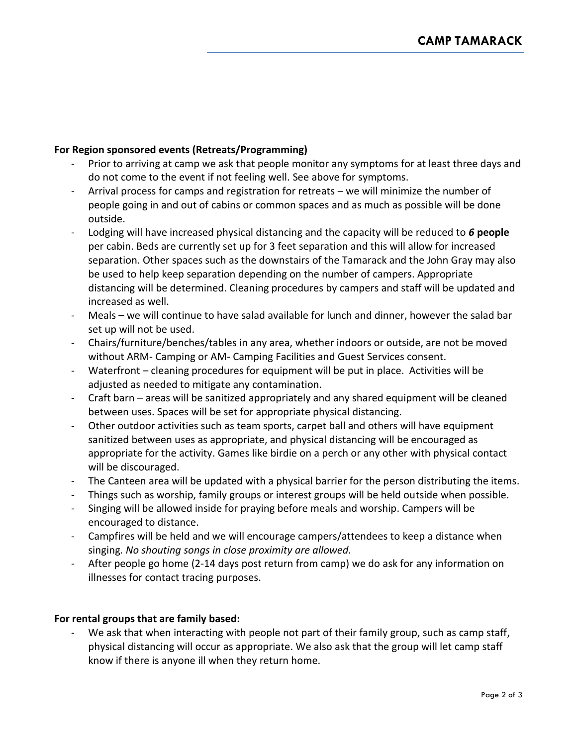**For Region sponsored events (Retreats/Programming)**

- Prior to arriving at camp we ask that people monitor any symptoms for at least three days and do not come to the event if not feeling well. See above for symptoms.
- Arrival process for camps and registration for retreats – we will minimize the number of people going in and out of cabins or common spaces and as much as possible will be done outside.
- Lodging will have increased physical distancing and the capacity will be reduced to ***6* people** per cabin. Beds are currently set up for 3 feet separation and this will allow for increased separation. Other spaces such as the downstairs of the Tamarack and the John Gray may also be used to help keep separation depending on the number of campers. Appropriate distancing will be determined. Cleaning procedures by campers and staff will be updated and increased as well.
- Meals – we will continue to have salad available for lunch and dinner, however the salad bar set up will not be used.
- Chairs/furniture/benches/tables in any area, whether indoors or outside, are not be moved without ARM- Camping or AM- Camping Facilities and Guest Services consent.
- Waterfront – cleaning procedures for equipment will be put in place. Activities will be adjusted as needed to mitigate any contamination.
- Craft barn – areas will be sanitized appropriately and any shared equipment will be cleaned between uses. Spaces will be set for appropriate physical distancing.
- Other outdoor activities such as team sports, carpet ball and others will have equipment sanitized between uses as appropriate, and physical distancing will be encouraged as appropriate for the activity. Games like birdie on a perch or any other with physical contact will be discouraged.
- The Canteen area will be updated with a physical barrier for the person distributing the items.
- Things such as worship, family groups or interest groups will be held outside when possible.
- Singing will be allowed inside for praying before meals and worship. Campers will be encouraged to distance.
- Campfires will be held and we will encourage campers/attendees to keep a distance when singing. *No shouting songs in close proximity are allowed.*
- After people go home (2-14 days post return from camp) we do ask for any information on illnesses for contact tracing purposes.

**For rental groups that are family based:**

- We ask that when interacting with people not part of their family group, such as camp staff, physical distancing will occur as appropriate. We also ask that the group will let camp staff know if there is anyone ill when they return home.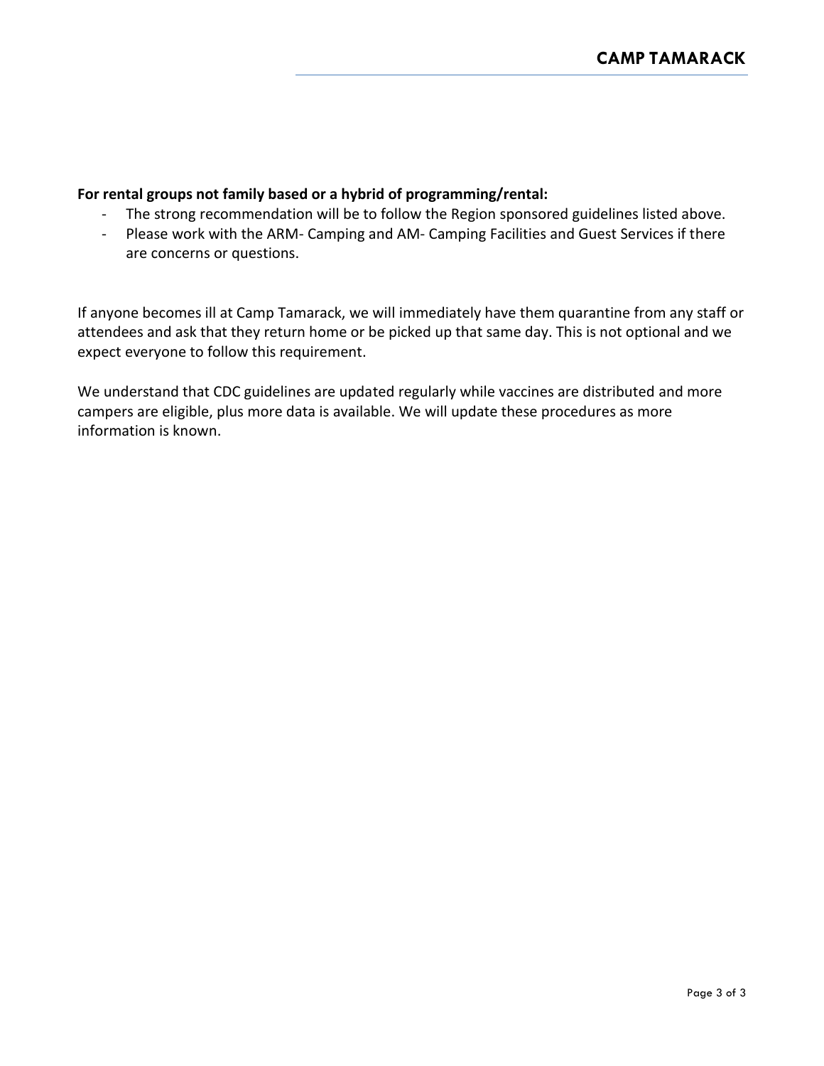**For rental groups not family based or a hybrid of programming/rental:**

- The strong recommendation will be to follow the Region sponsored guidelines listed above.
- Please work with the ARM- Camping and AM- Camping Facilities and Guest Services if there are concerns or questions.

If anyone becomes ill at Camp Tamarack, we will immediately have them quarantine from any staff or attendees and ask that they return home or be picked up that same day. This is not optional and we expect everyone to follow this requirement.

We understand that CDC guidelines are updated regularly while vaccines are distributed and more campers are eligible, plus more data is available. We will update these procedures as more information is known.